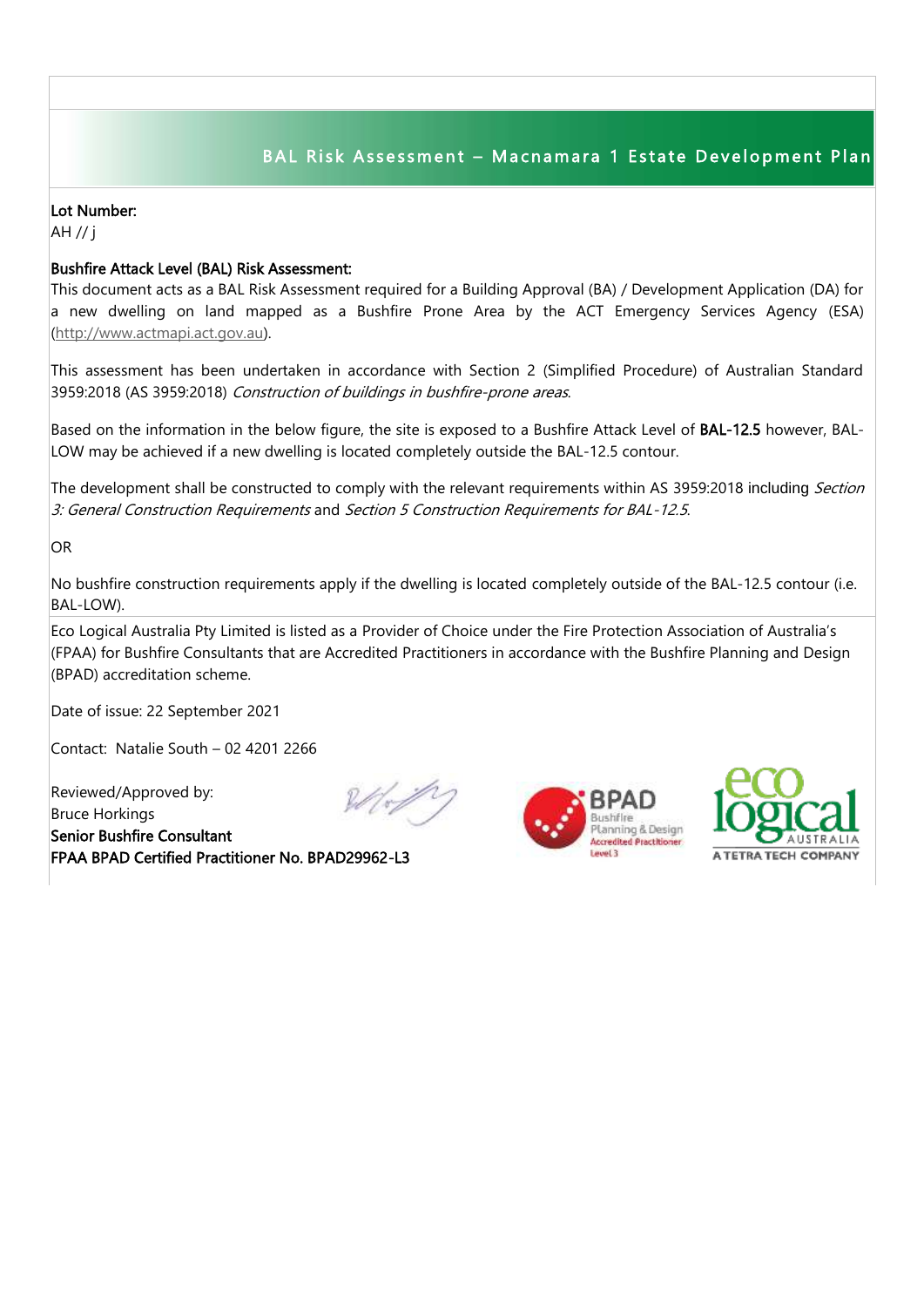## BAL Risk Assessment – Macnamara 1 Estate Development Plan

**Lot Number:**
AH // j

**Bushfire Attack Level (BAL) Risk Assessment:**
This document acts as a BAL Risk Assessment required for a Building Approval (BA) / Development Application (DA) for a new dwelling on land mapped as a Bushfire Prone Area by the ACT Emergency Services Agency (ESA) (http://www.actmapi.act.gov.au).

This assessment has been undertaken in accordance with Section 2 (Simplified Procedure) of Australian Standard 3959:2018 (AS 3959:2018) *Construction of buildings in bushfire-prone areas*.

Based on the information in the below figure, the site is exposed to a Bushfire Attack Level of **BAL-12.5** however, BAL-LOW may be achieved if a new dwelling is located completely outside the BAL-12.5 contour.

The development shall be constructed to comply with the relevant requirements within AS 3959:2018 including *Section 3: General Construction Requirements* and *Section 5 Construction Requirements for BAL-12.5*.

OR

No bushfire construction requirements apply if the dwelling is located completely outside of the BAL-12.5 contour (i.e. BAL-LOW).

Eco Logical Australia Pty Limited is listed as a Provider of Choice under the Fire Protection Association of Australia's (FPAA) for Bushfire Consultants that are Accredited Practitioners in accordance with the Bushfire Planning and Design (BPAD) accreditation scheme.

Date of issue: 22 September 2021

Contact: Natalie South – 02 4201 2266

Reviewed/Approved by:
Bruce Horkings
**Senior Bushfire Consultant**
**FPAA BPAD Certified Practitioner No. BPAD29962-L3**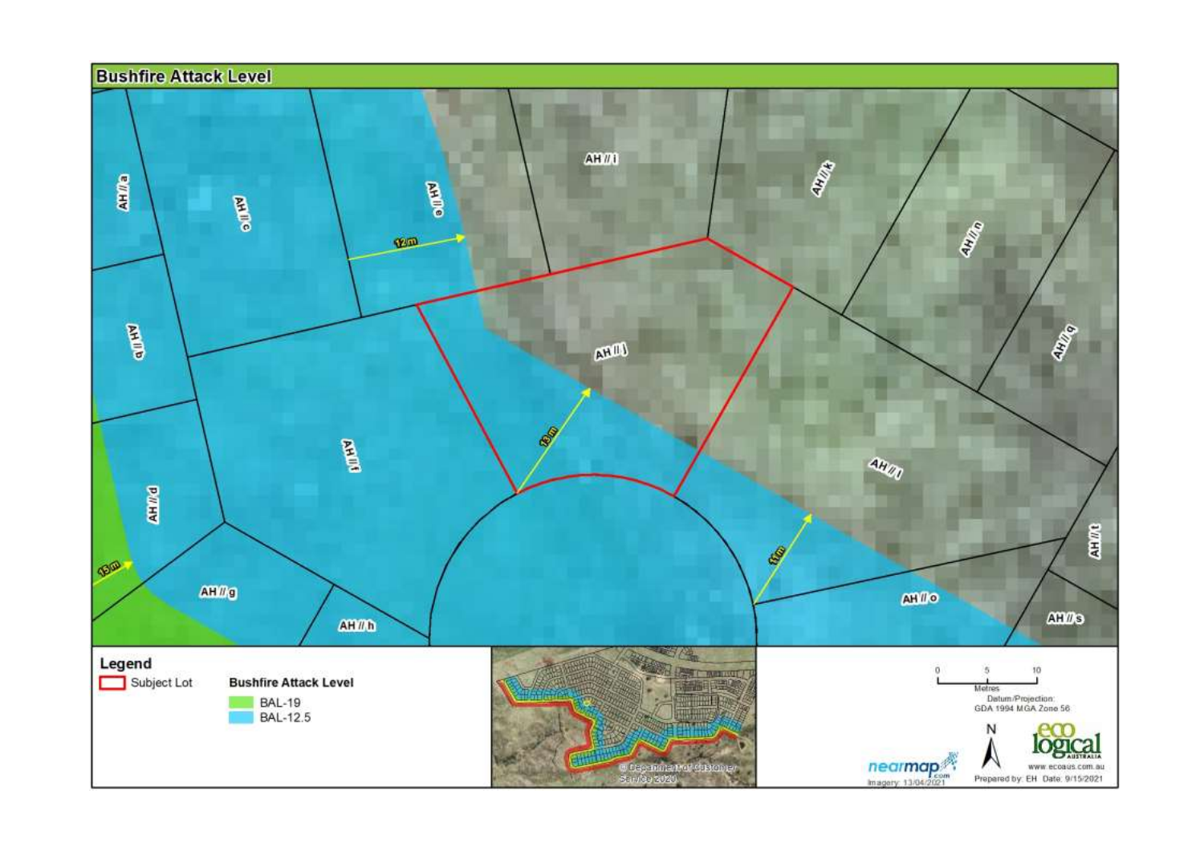## Bushfire Attack Level

AH // a

AH // c

AH // e

AH // i

AH // k

AH // n

AH // q

AH // b

AH // j

AH // f

AH // d

AH // l

AH // t

AH // g

AH // h

AH // o

AH // s

12 m

13 m

11 m

15 m

**Legend**

Subject Lot

**Bushfire Attack Level**

BAL-19

BAL-12.5

© Department of Customer Service 2020

0 5 10

Metres

Datum/Projection: GDA 1994 MGA Zone 56

N

nearmap.com

Imagery: 13/04/2021

eco logical AUSTRALIA

www.ecoaus.com.au

Prepared by: EH Date: 9/15/2021